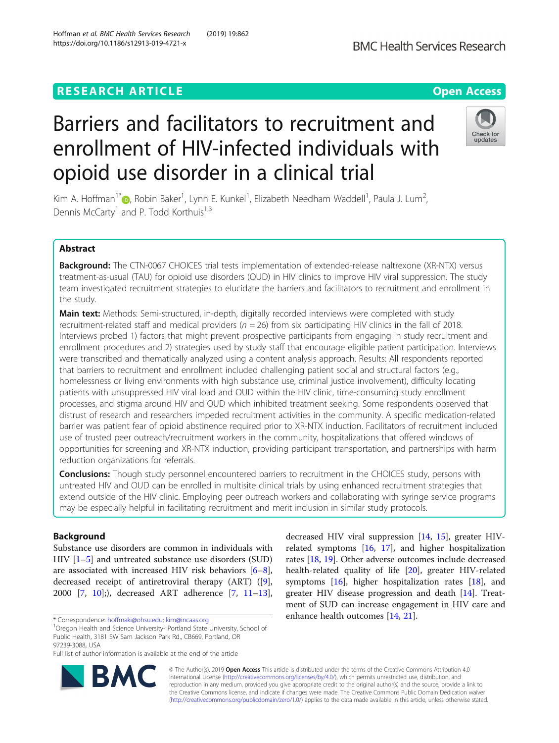RESEARCH ARTICLE

Open Access

# Barriers and facilitators to recruitment and enrollment of HIV-infected individuals with opioid use disorder in a clinical trial

Kim A. Hoffman[1*], Robin Baker[1], Lynn E. Kunkel[1], Elizabeth Needham Waddell[1], Paula J. Lum[2], Dennis McCarty[1] and P. Todd Korthuis[1,3]

## Abstract

**Background:** The CTN-0067 CHOICES trial tests implementation of extended-release naltrexone (XR-NTX) versus treatment-as-usual (TAU) for opioid use disorders (OUD) in HIV clinics to improve HIV viral suppression. The study team investigated recruitment strategies to elucidate the barriers and facilitators to recruitment and enrollment in the study.

**Main text:** Methods: Semi-structured, in-depth, digitally recorded interviews were completed with study recruitment-related staff and medical providers ($n = 26$) from six participating HIV clinics in the fall of 2018. Interviews probed 1) factors that might prevent prospective participants from engaging in study recruitment and enrollment procedures and 2) strategies used by study staff that encourage eligible patient participation. Interviews were transcribed and thematically analyzed using a content analysis approach. Results: All respondents reported that barriers to recruitment and enrollment included challenging patient social and structural factors (e.g., homelessness or living environments with high substance use, criminal justice involvement), difficulty locating patients with unsuppressed HIV viral load and OUD within the HIV clinic, time-consuming study enrollment processes, and stigma around HIV and OUD which inhibited treatment seeking. Some respondents observed that distrust of research and researchers impeded recruitment activities in the community. A specific medication-related barrier was patient fear of opioid abstinence required prior to XR-NTX induction. Facilitators of recruitment included use of trusted peer outreach/recruitment workers in the community, hospitalizations that offered windows of opportunities for screening and XR-NTX induction, providing participant transportation, and partnerships with harm reduction organizations for referrals.

**Conclusions:** Though study personnel encountered barriers to recruitment in the CHOICES study, persons with untreated HIV and OUD can be enrolled in multisite clinical trials by using enhanced recruitment strategies that extend outside of the HIV clinic. Employing peer outreach workers and collaborating with syringe service programs may be especially helpful in facilitating recruitment and merit inclusion in similar study protocols.

## Background

Substance use disorders are common in individuals with HIV [1–5] and untreated substance use disorders (SUD) are associated with increased HIV risk behaviors [6–8], decreased receipt of antiretroviral therapy (ART) ([9], 2000 [7, 10];), decreased ART adherence [7, 11–13], decreased HIV viral suppression [14, 15], greater HIV-related symptoms [16, 17], and higher hospitalization rates [18, 19]. Other adverse outcomes include decreased health-related quality of life [20], greater HIV-related symptoms [16], higher hospitalization rates [18], and greater HIV disease progression and death [14]. Treatment of SUD can increase engagement in HIV care and enhance health outcomes [14, 21].

* Correspondence: hoffmaki@ohsu.edu; kim@incaas.org
[1]Oregon Health and Science University- Portland State University, School of Public Health, 3181 SW Sam Jackson Park Rd., CB669, Portland, OR 97239-3088, USA
Full list of author information is available at the end of the article

© The Author(s). 2019 **Open Access** This article is distributed under the terms of the Creative Commons Attribution 4.0 International License (http://creativecommons.org/licenses/by/4.0/), which permits unrestricted use, distribution, and reproduction in any medium, provided you give appropriate credit to the original author(s) and the source, provide a link to the Creative Commons license, and indicate if changes were made. The Creative Commons Public Domain Dedication waiver (http://creativecommons.org/publicdomain/zero/1.0/) applies to the data made available in this article, unless otherwise stated.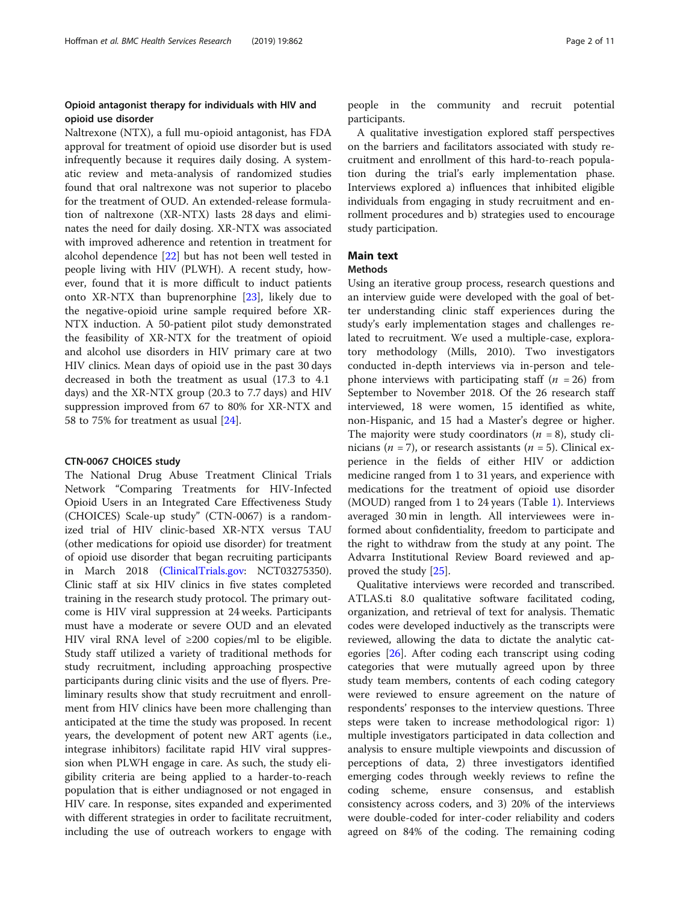### Opioid antagonist therapy for individuals with HIV and opioid use disorder

Naltrexone (NTX), a full mu-opioid antagonist, has FDA approval for treatment of opioid use disorder but is used infrequently because it requires daily dosing. A systematic review and meta-analysis of randomized studies found that oral naltrexone was not superior to placebo for the treatment of OUD. An extended-release formulation of naltrexone (XR-NTX) lasts 28 days and eliminates the need for daily dosing. XR-NTX was associated with improved adherence and retention in treatment for alcohol dependence [22] but has not been well tested in people living with HIV (PLWH). A recent study, however, found that it is more difficult to induct patients onto XR-NTX than buprenorphine [23], likely due to the negative-opioid urine sample required before XR-NTX induction. A 50-patient pilot study demonstrated the feasibility of XR-NTX for the treatment of opioid and alcohol use disorders in HIV primary care at two HIV clinics. Mean days of opioid use in the past 30 days decreased in both the treatment as usual (17.3 to 4.1 days) and the XR-NTX group (20.3 to 7.7 days) and HIV suppression improved from 67 to 80% for XR-NTX and 58 to 75% for treatment as usual [24].

### CTN-0067 CHOICES study

The National Drug Abuse Treatment Clinical Trials Network "Comparing Treatments for HIV-Infected Opioid Users in an Integrated Care Effectiveness Study (CHOICES) Scale-up study" (CTN-0067) is a randomized trial of HIV clinic-based XR-NTX versus TAU (other medications for opioid use disorder) for treatment of opioid use disorder that began recruiting participants in March 2018 (ClinicalTrials.gov: NCT03275350). Clinic staff at six HIV clinics in five states completed training in the research study protocol. The primary outcome is HIV viral suppression at 24 weeks. Participants must have a moderate or severe OUD and an elevated HIV viral RNA level of ≥200 copies/ml to be eligible. Study staff utilized a variety of traditional methods for study recruitment, including approaching prospective participants during clinic visits and the use of flyers. Preliminary results show that study recruitment and enrollment from HIV clinics have been more challenging than anticipated at the time the study was proposed. In recent years, the development of potent new ART agents (i.e., integrase inhibitors) facilitate rapid HIV viral suppression when PLWH engage in care. As such, the study eligibility criteria are being applied to a harder-to-reach population that is either undiagnosed or not engaged in HIV care. In response, sites expanded and experimented with different strategies in order to facilitate recruitment, including the use of outreach workers to engage with people in the community and recruit potential participants.

A qualitative investigation explored staff perspectives on the barriers and facilitators associated with study recruitment and enrollment of this hard-to-reach population during the trial's early implementation phase. Interviews explored a) influences that inhibited eligible individuals from engaging in study recruitment and enrollment procedures and b) strategies used to encourage study participation.

## Main text

### Methods

Using an iterative group process, research questions and an interview guide were developed with the goal of better understanding clinic staff experiences during the study's early implementation stages and challenges related to recruitment. We used a multiple-case, exploratory methodology (Mills, 2010). Two investigators conducted in-depth interviews via in-person and telephone interviews with participating staff ($n$ = 26) from September to November 2018. Of the 26 research staff interviewed, 18 were women, 15 identified as white, non-Hispanic, and 15 had a Master's degree or higher. The majority were study coordinators ($n$ = 8), study clinicians ($n$ = 7), or research assistants ($n$ = 5). Clinical experience in the fields of either HIV or addiction medicine ranged from 1 to 31 years, and experience with medications for the treatment of opioid use disorder (MOUD) ranged from 1 to 24 years (Table 1). Interviews averaged 30 min in length. All interviewees were informed about confidentiality, freedom to participate and the right to withdraw from the study at any point. The Advarra Institutional Review Board reviewed and approved the study [25].

Qualitative interviews were recorded and transcribed. ATLAS.ti 8.0 qualitative software facilitated coding, organization, and retrieval of text for analysis. Thematic codes were developed inductively as the transcripts were reviewed, allowing the data to dictate the analytic categories [26]. After coding each transcript using coding categories that were mutually agreed upon by three study team members, contents of each coding category were reviewed to ensure agreement on the nature of respondents' responses to the interview questions. Three steps were taken to increase methodological rigor: 1) multiple investigators participated in data collection and analysis to ensure multiple viewpoints and discussion of perceptions of data, 2) three investigators identified emerging codes through weekly reviews to refine the coding scheme, ensure consensus, and establish consistency across coders, and 3) 20% of the interviews were double-coded for inter-coder reliability and coders agreed on 84% of the coding. The remaining coding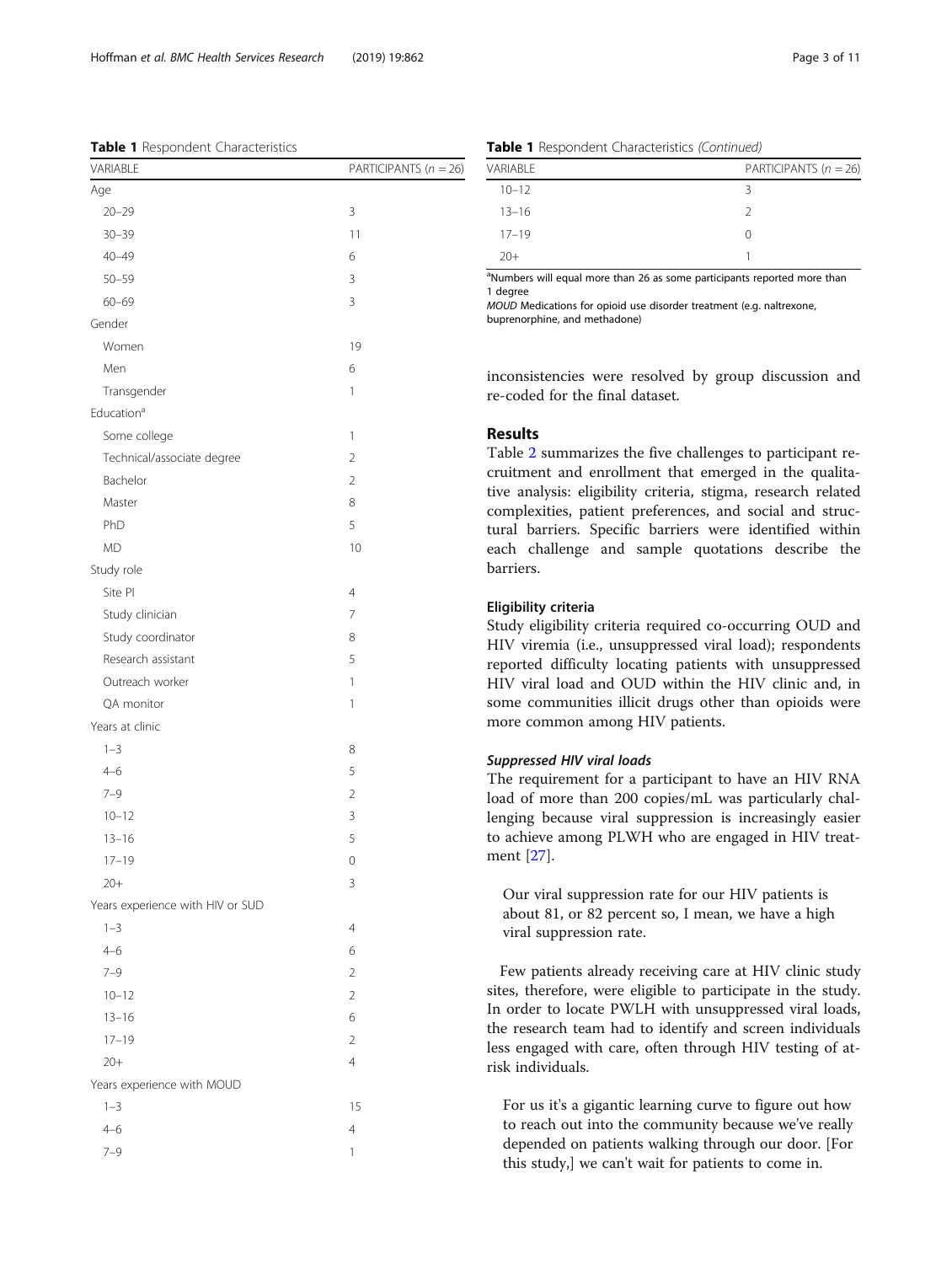**Table 1** Respondent Characteristics

| VARIABLE | PARTICIPANTS ($n = 26$) |
| --- | --- |
| Age | |
| 20–29 | 3 |
| 30–39 | 11 |
| 40–49 | 6 |
| 50–59 | 3 |
| 60–69 | 3 |
| Gender | |
| Women | 19 |
| Men | 6 |
| Transgender | 1 |
| Education[a] | |
| Some college | 1 |
| Technical/associate degree | 2 |
| Bachelor | 2 |
| Master | 8 |
| PhD | 5 |
| MD | 10 |
| Study role | |
| Site PI | 4 |
| Study clinician | 7 |
| Study coordinator | 8 |
| Research assistant | 5 |
| Outreach worker | 1 |
| QA monitor | 1 |
| Years at clinic | |
| 1–3 | 8 |
| 4–6 | 5 |
| 7–9 | 2 |
| 10–12 | 3 |
| 13–16 | 5 |
| 17–19 | 0 |
| 20+ | 3 |
| Years experience with HIV or SUD | |
| 1–3 | 4 |
| 4–6 | 6 |
| 7–9 | 2 |
| 10–12 | 2 |
| 13–16 | 6 |
| 17–19 | 2 |
| 20+ | 4 |
| Years experience with MOUD | |
| 1–3 | 15 |
| 4–6 | 4 |
| 7–9 | 1 |
| 10–12 | 3 |
| 13–16 | 2 |
| 17–19 | 0 |
| 20+ | 1 |

[a]Numbers will equal more than 26 as some participants reported more than 1 degree

*MOUD* Medications for opioid use disorder treatment (e.g. naltrexone, buprenorphine, and methadone)

inconsistencies were resolved by group discussion and re-coded for the final dataset.

## Results

Table 2 summarizes the five challenges to participant recruitment and enrollment that emerged in the qualitative analysis: eligibility criteria, stigma, research related complexities, patient preferences, and social and structural barriers. Specific barriers were identified within each challenge and sample quotations describe the barriers.

### Eligibility criteria

Study eligibility criteria required co-occurring OUD and HIV viremia (i.e., unsuppressed viral load); respondents reported difficulty locating patients with unsuppressed HIV viral load and OUD within the HIV clinic and, in some communities illicit drugs other than opioids were more common among HIV patients.

#### *Suppressed HIV viral loads*

The requirement for a participant to have an HIV RNA load of more than 200 copies/mL was particularly challenging because viral suppression is increasingly easier to achieve among PLWH who are engaged in HIV treatment [27].

> Our viral suppression rate for our HIV patients is about 81, or 82 percent so, I mean, we have a high viral suppression rate.

Few patients already receiving care at HIV clinic study sites, therefore, were eligible to participate in the study. In order to locate PWLH with unsuppressed viral loads, the research team had to identify and screen individuals less engaged with care, often through HIV testing of at-risk individuals.

> For us it's a gigantic learning curve to figure out how to reach out into the community because we've really depended on patients walking through our door. [For this study,] we can't wait for patients to come in.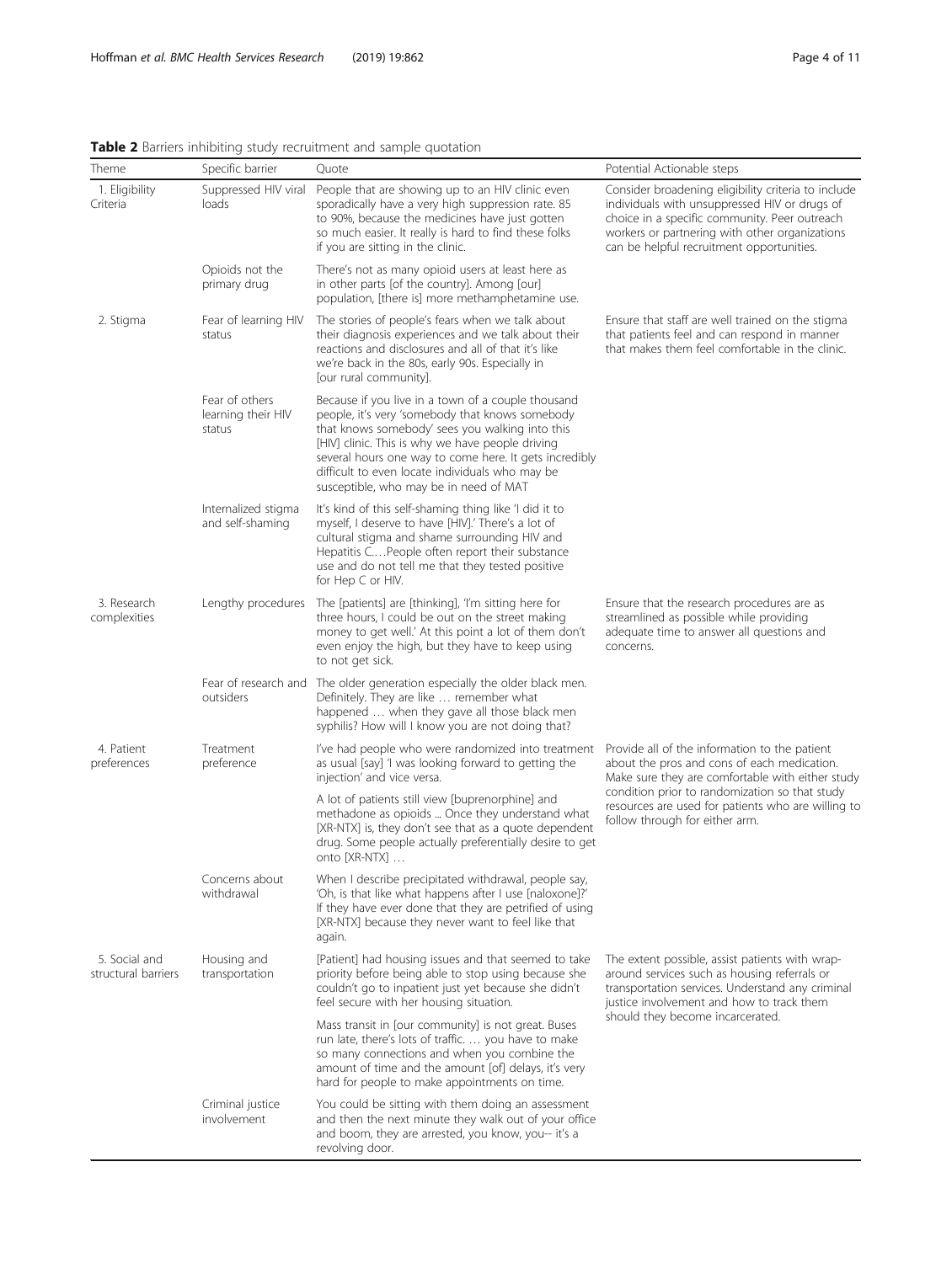**Table 2** Barriers inhibiting study recruitment and sample quotation

| Theme | Specific barrier | Quote | Potential Actionable steps |
|---|---|---|---|
| 1. Eligibility Criteria | Suppressed HIV viral loads | People that are showing up to an HIV clinic even sporadically have a very high suppression rate. 85 to 90%, because the medicines have just gotten so much easier. It really is hard to find these folks if you are sitting in the clinic. | Consider broadening eligibility criteria to include individuals with unsuppressed HIV or drugs of choice in a specific community. Peer outreach workers or partnering with other organizations can be helpful recruitment opportunities. |
| | Opioids not the primary drug | There's not as many opioid users at least here as in other parts [of the country]. Among [our] population, [there is] more methamphetamine use. | |
| 2. Stigma | Fear of learning HIV status | The stories of people's fears when we talk about their diagnosis experiences and we talk about their reactions and disclosures and all of that it's like we're back in the 80s, early 90s. Especially in [our rural community]. | Ensure that staff are well trained on the stigma that patients feel and can respond in manner that makes them feel comfortable in the clinic. |
| | Fear of others learning their HIV status | Because if you live in a town of a couple thousand people, it's very 'somebody that knows somebody that knows somebody' sees you walking into this [HIV] clinic. This is why we have people driving several hours one way to come here. It gets incredibly difficult to even locate individuals who may be susceptible, who may be in need of MAT | |
| | Internalized stigma and self-shaming | It's kind of this self-shaming thing like 'I did it to myself, I deserve to have [HIV].' There's a lot of cultural stigma and shame surrounding HIV and Hepatitis C.…People often report their substance use and do not tell me that they tested positive for Hep C or HIV. | |
| 3. Research complexities | Lengthy procedures | The [patients] are [thinking], 'I'm sitting here for three hours, I could be out on the street making money to get well.' At this point a lot of them don't even enjoy the high, but they have to keep using to not get sick. | Ensure that the research procedures are as streamlined as possible while providing adequate time to answer all questions and concerns. |
| | Fear of research and outsiders | The older generation especially the older black men. Definitely. They are like … remember what happened … when they gave all those black men syphilis? How will I know you are not doing that? | |
| 4. Patient preferences | Treatment preference | I've had people who were randomized into treatment as usual [say] 'I was looking forward to getting the injection' and vice versa. | Provide all of the information to the patient about the pros and cons of each medication. Make sure they are comfortable with either study condition prior to randomization so that study resources are used for patients who are willing to follow through for either arm. |
| | | A lot of patients still view [buprenorphine] and methadone as opioids ... Once they understand what [XR-NTX] is, they don't see that as a quote dependent drug. Some people actually preferentially desire to get onto [XR-NTX] … | |
| | Concerns about withdrawal | When I describe precipitated withdrawal, people say, 'Oh, is that like what happens after I use [naloxone]?' If they have ever done that they are petrified of using [XR-NTX] because they never want to feel like that again. | |
| 5. Social and structural barriers | Housing and transportation | [Patient] had housing issues and that seemed to take priority before being able to stop using because she couldn't go to inpatient just yet because she didn't feel secure with her housing situation. | The extent possible, assist patients with wrap-around services such as housing referrals or transportation services. Understand any criminal justice involvement and how to track them should they become incarcerated. |
| | | Mass transit in [our community] is not great. Buses run late, there's lots of traffic. … you have to make so many connections and when you combine the amount of time and the amount [of] delays, it's very hard for people to make appointments on time. | |
| | Criminal justice involvement | You could be sitting with them doing an assessment and then the next minute they walk out of your office and boom, they are arrested, you know, you-- it's a revolving door. | |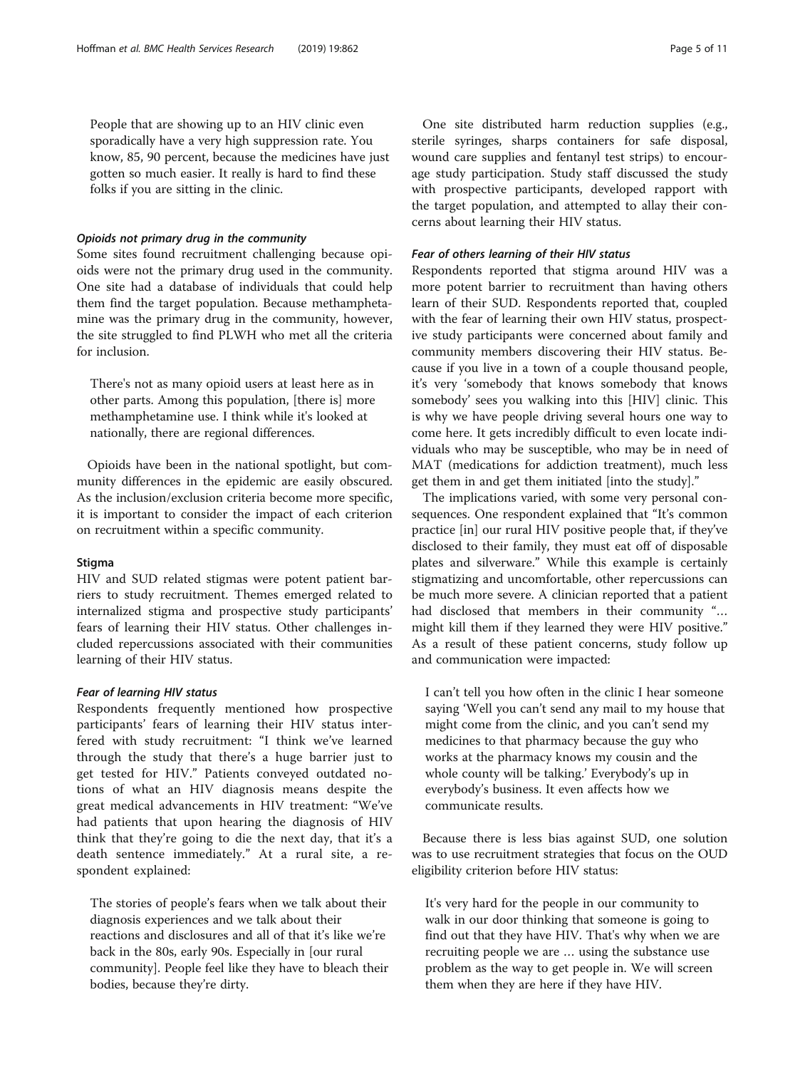> People that are showing up to an HIV clinic even sporadically have a very high suppression rate. You know, 85, 90 percent, because the medicines have just gotten so much easier. It really is hard to find these folks if you are sitting in the clinic.

#### *Opioids not primary drug in the community*

Some sites found recruitment challenging because opioids were not the primary drug used in the community. One site had a database of individuals that could help them find the target population. Because methamphetamine was the primary drug in the community, however, the site struggled to find PLWH who met all the criteria for inclusion.

> There's not as many opioid users at least here as in other parts. Among this population, [there is] more methamphetamine use. I think while it's looked at nationally, there are regional differences.

Opioids have been in the national spotlight, but community differences in the epidemic are easily obscured. As the inclusion/exclusion criteria become more specific, it is important to consider the impact of each criterion on recruitment within a specific community.

### Stigma

HIV and SUD related stigmas were potent patient barriers to study recruitment. Themes emerged related to internalized stigma and prospective study participants' fears of learning their HIV status. Other challenges included repercussions associated with their communities learning of their HIV status.

#### *Fear of learning HIV status*

Respondents frequently mentioned how prospective participants' fears of learning their HIV status interfered with study recruitment: "I think we've learned through the study that there's a huge barrier just to get tested for HIV." Patients conveyed outdated notions of what an HIV diagnosis means despite the great medical advancements in HIV treatment: "We've had patients that upon hearing the diagnosis of HIV think that they're going to die the next day, that it's a death sentence immediately." At a rural site, a respondent explained:

> The stories of people's fears when we talk about their diagnosis experiences and we talk about their reactions and disclosures and all of that it's like we're back in the 80s, early 90s. Especially in [our rural community]. People feel like they have to bleach their bodies, because they're dirty.

One site distributed harm reduction supplies (e.g., sterile syringes, sharps containers for safe disposal, wound care supplies and fentanyl test strips) to encourage study participation. Study staff discussed the study with prospective participants, developed rapport with the target population, and attempted to allay their concerns about learning their HIV status.

#### *Fear of others learning of their HIV status*

Respondents reported that stigma around HIV was a more potent barrier to recruitment than having others learn of their SUD. Respondents reported that, coupled with the fear of learning their own HIV status, prospective study participants were concerned about family and community members discovering their HIV status. Because if you live in a town of a couple thousand people, it's very 'somebody that knows somebody that knows somebody' sees you walking into this [HIV] clinic. This is why we have people driving several hours one way to come here. It gets incredibly difficult to even locate individuals who may be susceptible, who may be in need of MAT (medications for addiction treatment), much less get them in and get them initiated [into the study]."

The implications varied, with some very personal consequences. One respondent explained that "It's common practice [in] our rural HIV positive people that, if they've disclosed to their family, they must eat off of disposable plates and silverware." While this example is certainly stigmatizing and uncomfortable, other repercussions can be much more severe. A clinician reported that a patient had disclosed that members in their community "… might kill them if they learned they were HIV positive." As a result of these patient concerns, study follow up and communication were impacted:

> I can't tell you how often in the clinic I hear someone saying 'Well you can't send any mail to my house that might come from the clinic, and you can't send my medicines to that pharmacy because the guy who works at the pharmacy knows my cousin and the whole county will be talking.' Everybody's up in everybody's business. It even affects how we communicate results.

Because there is less bias against SUD, one solution was to use recruitment strategies that focus on the OUD eligibility criterion before HIV status:

> It's very hard for the people in our community to walk in our door thinking that someone is going to find out that they have HIV. That's why when we are recruiting people we are … using the substance use problem as the way to get people in. We will screen them when they are here if they have HIV.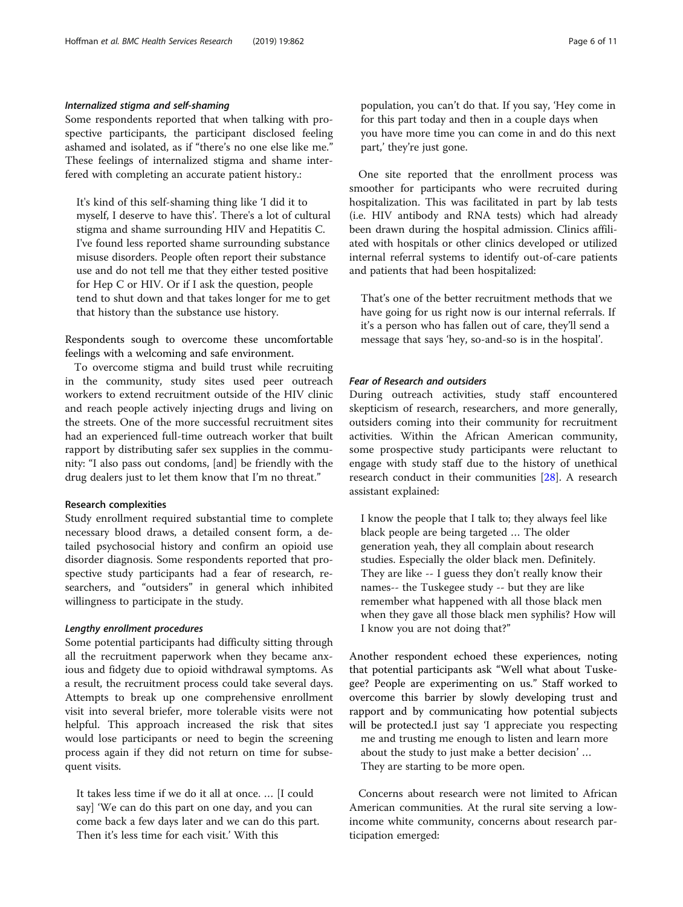#### *Internalized stigma and self-shaming*

Some respondents reported that when talking with prospective participants, the participant disclosed feeling ashamed and isolated, as if "there's no one else like me." These feelings of internalized stigma and shame interfered with completing an accurate patient history.:

> It's kind of this self-shaming thing like 'I did it to myself, I deserve to have this'. There's a lot of cultural stigma and shame surrounding HIV and Hepatitis C. I've found less reported shame surrounding substance misuse disorders. People often report their substance use and do not tell me that they either tested positive for Hep C or HIV. Or if I ask the question, people tend to shut down and that takes longer for me to get that history than the substance use history.

Respondents sought to overcome these uncomfortable feelings with a welcoming and safe environment.

To overcome stigma and build trust while recruiting in the community, study sites used peer outreach workers to extend recruitment outside of the HIV clinic and reach people actively injecting drugs and living on the streets. One of the more successful recruitment sites had an experienced full-time outreach worker that built rapport by distributing safer sex supplies in the community: "I also pass out condoms, [and] be friendly with the drug dealers just to let them know that I'm no threat."

### Research complexities

Study enrollment required substantial time to complete necessary blood draws, a detailed consent form, a detailed psychosocial history and confirm an opioid use disorder diagnosis. Some respondents reported that prospective study participants had a fear of research, researchers, and "outsiders" in general which inhibited willingness to participate in the study.

#### *Lengthy enrollment procedures*

Some potential participants had difficulty sitting through all the recruitment paperwork when they became anxious and fidgety due to opioid withdrawal symptoms. As a result, the recruitment process could take several days. Attempts to break up one comprehensive enrollment visit into several briefer, more tolerable visits were not helpful. This approach increased the risk that sites would lose participants or need to begin the screening process again if they did not return on time for subsequent visits.

> It takes less time if we do it all at once. … [I could say] 'We can do this part on one day, and you can come back a few days later and we can do this part. Then it's less time for each visit.' With this population, you can't do that. If you say, 'Hey come in for this part today and then in a couple days when you have more time you can come in and do this next part,' they're just gone.

One site reported that the enrollment process was smoother for participants who were recruited during hospitalization. This was facilitated in part by lab tests (i.e. HIV antibody and RNA tests) which had already been drawn during the hospital admission. Clinics affiliated with hospitals or other clinics developed or utilized internal referral systems to identify out-of-care patients and patients that had been hospitalized:

> That's one of the better recruitment methods that we have going for us right now is our internal referrals. If it's a person who has fallen out of care, they'll send a message that says 'hey, so-and-so is in the hospital'.

#### *Fear of Research and outsiders*

During outreach activities, study staff encountered skepticism of research, researchers, and more generally, outsiders coming into their community for recruitment activities. Within the African American community, some prospective study participants were reluctant to engage with study staff due to the history of unethical research conduct in their communities [28]. A research assistant explained:

> I know the people that I talk to; they always feel like black people are being targeted … The older generation yeah, they all complain about research studies. Especially the older black men. Definitely. They are like -- I guess they don't really know their names-- the Tuskegee study -- but they are like remember what happened with all those black men when they gave all those black men syphilis? How will I know you are not doing that?"

Another respondent echoed these experiences, noting that potential participants ask "Well what about Tuskegee? People are experimenting on us." Staff worked to overcome this barrier by slowly developing trust and rapport and by communicating how potential subjects will be protected.

> I just say 'I appreciate you respecting me and trusting me enough to listen and learn more about the study to just make a better decision' … They are starting to be more open.

Concerns about research were not limited to African American communities. At the rural site serving a low-income white community, concerns about research participation emerged: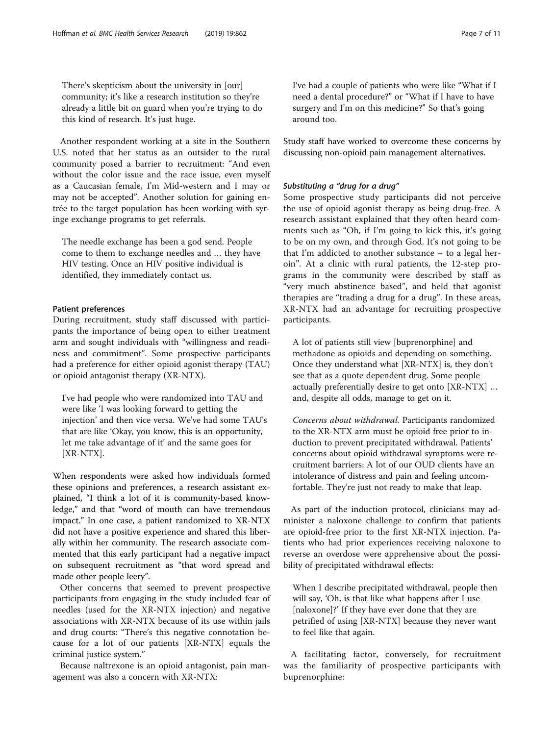There's skepticism about the university in [our] community; it's like a research institution so they're already a little bit on guard when you're trying to do this kind of research. It's just huge.

Another respondent working at a site in the Southern U.S. noted that her status as an outsider to the rural community posed a barrier to recruitment: "And even without the color issue and the race issue, even myself as a Caucasian female, I'm Mid-western and I may or may not be accepted". Another solution for gaining entrée to the target population has been working with syringe exchange programs to get referrals.

The needle exchange has been a god send. People come to them to exchange needles and … they have HIV testing. Once an HIV positive individual is identified, they immediately contact us.

#### Patient preferences

During recruitment, study staff discussed with participants the importance of being open to either treatment arm and sought individuals with "willingness and readiness and commitment". Some prospective participants had a preference for either opioid agonist therapy (TAU) or opioid antagonist therapy (XR-NTX).

I've had people who were randomized into TAU and were like 'I was looking forward to getting the injection' and then vice versa. We've had some TAU's that are like 'Okay, you know, this is an opportunity, let me take advantage of it' and the same goes for [XR-NTX].

When respondents were asked how individuals formed these opinions and preferences, a research assistant explained, "I think a lot of it is community-based knowledge," and that "word of mouth can have tremendous impact." In one case, a patient randomized to XR-NTX did not have a positive experience and shared this liberally within her community. The research associate commented that this early participant had a negative impact on subsequent recruitment as "that word spread and made other people leery".

Other concerns that seemed to prevent prospective participants from engaging in the study included fear of needles (used for the XR-NTX injection) and negative associations with XR-NTX because of its use within jails and drug courts: "There's this negative connotation because for a lot of our patients [XR-NTX] equals the criminal justice system."

Because naltrexone is an opioid antagonist, pain management was also a concern with XR-NTX:

I've had a couple of patients who were like "What if I need a dental procedure?" or "What if I have to have surgery and I'm on this medicine?" So that's going around too.

Study staff have worked to overcome these concerns by discussing non-opioid pain management alternatives.

##### *Substituting a "drug for a drug"*

Some prospective study participants did not perceive the use of opioid agonist therapy as being drug-free. A research assistant explained that they often heard comments such as "Oh, if I'm going to kick this, it's going to be on my own, and through God. It's not going to be that I'm addicted to another substance – to a legal heroin". At a clinic with rural patients, the 12-step programs in the community were described by staff as "very much abstinence based", and held that agonist therapies are "trading a drug for a drug". In these areas, XR-NTX had an advantage for recruiting prospective participants.

A lot of patients still view [buprenorphine] and methadone as opioids and depending on something. Once they understand what [XR-NTX] is, they don't see that as a quote dependent drug. Some people actually preferentially desire to get onto [XR-NTX] … and, despite all odds, manage to get on it.

*Concerns about withdrawal.* Participants randomized to the XR-NTX arm must be opioid free prior to induction to prevent precipitated withdrawal. Patients' concerns about opioid withdrawal symptoms were recruitment barriers: A lot of our OUD clients have an intolerance of distress and pain and feeling uncomfortable. They're just not ready to make that leap.

As part of the induction protocol, clinicians may administer a naloxone challenge to confirm that patients are opioid-free prior to the first XR-NTX injection. Patients who had prior experiences receiving naloxone to reverse an overdose were apprehensive about the possibility of precipitated withdrawal effects:

When I describe precipitated withdrawal, people then will say, 'Oh, is that like what happens after I use [naloxone]?' If they have ever done that they are petrified of using [XR-NTX] because they never want to feel like that again.

A facilitating factor, conversely, for recruitment was the familiarity of prospective participants with buprenorphine: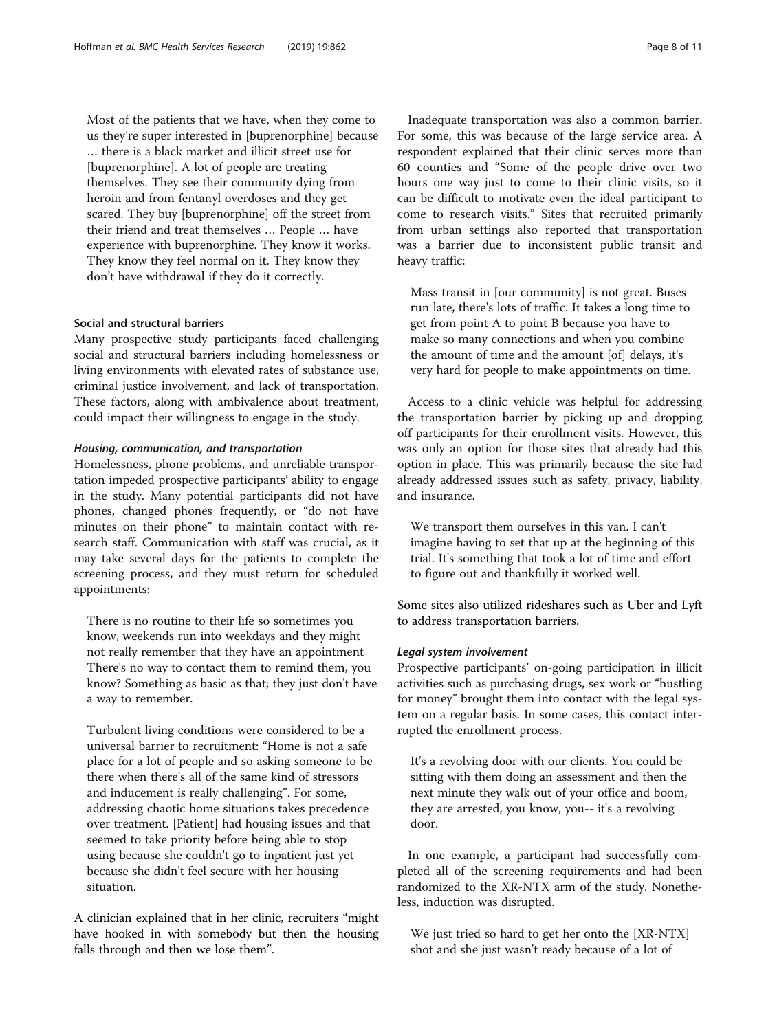> Most of the patients that we have, when they come to us they're super interested in [buprenorphine] because … there is a black market and illicit street use for [buprenorphine]. A lot of people are treating themselves. They see their community dying from heroin and from fentanyl overdoses and they get scared. They buy [buprenorphine] off the street from their friend and treat themselves … People … have experience with buprenorphine. They know it works. They know they feel normal on it. They know they don't have withdrawal if they do it correctly.

### Social and structural barriers

Many prospective study participants faced challenging social and structural barriers including homelessness or living environments with elevated rates of substance use, criminal justice involvement, and lack of transportation. These factors, along with ambivalence about treatment, could impact their willingness to engage in the study.

#### *Housing, communication, and transportation*

Homelessness, phone problems, and unreliable transportation impeded prospective participants' ability to engage in the study. Many potential participants did not have phones, changed phones frequently, or "do not have minutes on their phone" to maintain contact with research staff. Communication with staff was crucial, as it may take several days for the patients to complete the screening process, and they must return for scheduled appointments:

> There is no routine to their life so sometimes you know, weekends run into weekdays and they might not really remember that they have an appointment There's no way to contact them to remind them, you know? Something as basic as that; they just don't have a way to remember.
>
> Turbulent living conditions were considered to be a universal barrier to recruitment: "Home is not a safe place for a lot of people and so asking someone to be there when there's all of the same kind of stressors and inducement is really challenging". For some, addressing chaotic home situations takes precedence over treatment. [Patient] had housing issues and that seemed to take priority before being able to stop using because she couldn't go to inpatient just yet because she didn't feel secure with her housing situation.

A clinician explained that in her clinic, recruiters "might have hooked in with somebody but then the housing falls through and then we lose them".

Inadequate transportation was also a common barrier. For some, this was because of the large service area. A respondent explained that their clinic serves more than 60 counties and "Some of the people drive over two hours one way just to come to their clinic visits, so it can be difficult to motivate even the ideal participant to come to research visits." Sites that recruited primarily from urban settings also reported that transportation was a barrier due to inconsistent public transit and heavy traffic:

> Mass transit in [our community] is not great. Buses run late, there's lots of traffic. It takes a long time to get from point A to point B because you have to make so many connections and when you combine the amount of time and the amount [of] delays, it's very hard for people to make appointments on time.

Access to a clinic vehicle was helpful for addressing the transportation barrier by picking up and dropping off participants for their enrollment visits. However, this was only an option for those sites that already had this option in place. This was primarily because the site had already addressed issues such as safety, privacy, liability, and insurance.

> We transport them ourselves in this van. I can't imagine having to set that up at the beginning of this trial. It's something that took a lot of time and effort to figure out and thankfully it worked well.

Some sites also utilized rideshares such as Uber and Lyft to address transportation barriers.

#### *Legal system involvement*

Prospective participants' on-going participation in illicit activities such as purchasing drugs, sex work or "hustling for money" brought them into contact with the legal system on a regular basis. In some cases, this contact interrupted the enrollment process.

> It's a revolving door with our clients. You could be sitting with them doing an assessment and then the next minute they walk out of your office and boom, they are arrested, you know, you-- it's a revolving door.

In one example, a participant had successfully completed all of the screening requirements and had been randomized to the XR-NTX arm of the study. Nonetheless, induction was disrupted.

> We just tried so hard to get her onto the [XR-NTX] shot and she just wasn't ready because of a lot of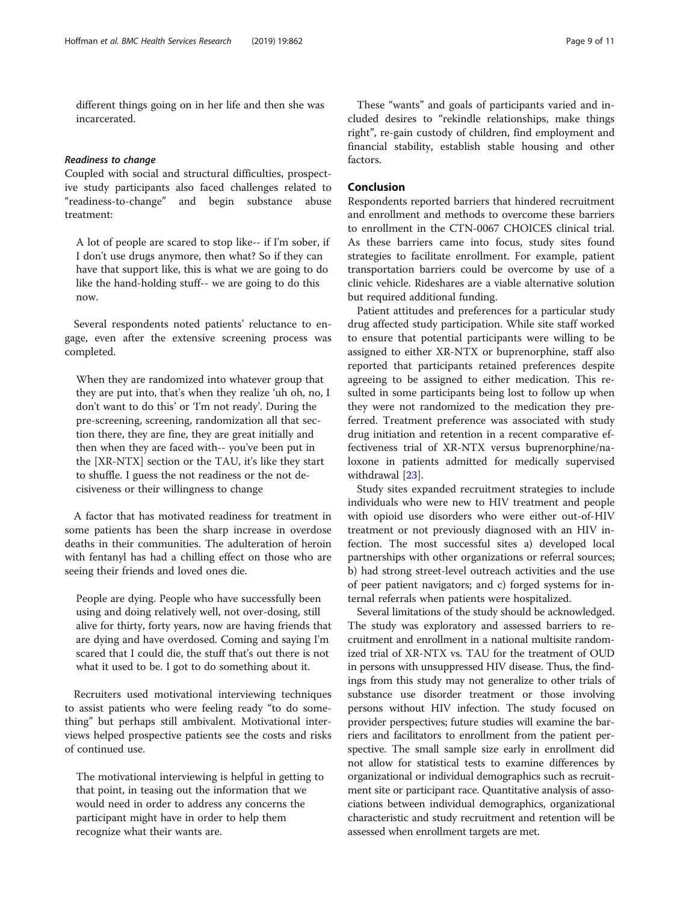different things going on in her life and then she was incarcerated.

#### *Readiness to change*

Coupled with social and structural difficulties, prospective study participants also faced challenges related to "readiness-to-change" and begin substance abuse treatment:

> A lot of people are scared to stop like-- if I'm sober, if I don't use drugs anymore, then what? So if they can have that support like, this is what we are going to do like the hand-holding stuff-- we are going to do this now.

Several respondents noted patients' reluctance to engage, even after the extensive screening process was completed.

> When they are randomized into whatever group that they are put into, that's when they realize 'uh oh, no, I don't want to do this' or 'I'm not ready'. During the pre-screening, screening, randomization all that section there, they are fine, they are great initially and then when they are faced with-- you've been put in the [XR-NTX] section or the TAU, it's like they start to shuffle. I guess the not readiness or the not decisiveness or their willingness to change

A factor that has motivated readiness for treatment in some patients has been the sharp increase in overdose deaths in their communities. The adulteration of heroin with fentanyl has had a chilling effect on those who are seeing their friends and loved ones die.

> People are dying. People who have successfully been using and doing relatively well, not over-dosing, still alive for thirty, forty years, now are having friends that are dying and have overdosed. Coming and saying I'm scared that I could die, the stuff that's out there is not what it used to be. I got to do something about it.

Recruiters used motivational interviewing techniques to assist patients who were feeling ready "to do something" but perhaps still ambivalent. Motivational interviews helped prospective patients see the costs and risks of continued use.

> The motivational interviewing is helpful in getting to that point, in teasing out the information that we would need in order to address any concerns the participant might have in order to help them recognize what their wants are.

These "wants" and goals of participants varied and included desires to "rekindle relationships, make things right", re-gain custody of children, find employment and financial stability, establish stable housing and other factors.

## Conclusion

Respondents reported barriers that hindered recruitment and enrollment and methods to overcome these barriers to enrollment in the CTN-0067 CHOICES clinical trial. As these barriers came into focus, study sites found strategies to facilitate enrollment. For example, patient transportation barriers could be overcome by use of a clinic vehicle. Rideshares are a viable alternative solution but required additional funding.

Patient attitudes and preferences for a particular study drug affected study participation. While site staff worked to ensure that potential participants were willing to be assigned to either XR-NTX or buprenorphine, staff also reported that participants retained preferences despite agreeing to be assigned to either medication. This resulted in some participants being lost to follow up when they were not randomized to the medication they preferred. Treatment preference was associated with study drug initiation and retention in a recent comparative effectiveness trial of XR-NTX versus buprenorphine/naloxone in patients admitted for medically supervised withdrawal [23].

Study sites expanded recruitment strategies to include individuals who were new to HIV treatment and people with opioid use disorders who were either out-of-HIV treatment or not previously diagnosed with an HIV infection. The most successful sites a) developed local partnerships with other organizations or referral sources; b) had strong street-level outreach activities and the use of peer patient navigators; and c) forged systems for internal referrals when patients were hospitalized.

Several limitations of the study should be acknowledged. The study was exploratory and assessed barriers to recruitment and enrollment in a national multisite randomized trial of XR-NTX vs. TAU for the treatment of OUD in persons with unsuppressed HIV disease. Thus, the findings from this study may not generalize to other trials of substance use disorder treatment or those involving persons without HIV infection. The study focused on provider perspectives; future studies will examine the barriers and facilitators to enrollment from the patient perspective. The small sample size early in enrollment did not allow for statistical tests to examine differences by organizational or individual demographics such as recruitment site or participant race. Quantitative analysis of associations between individual demographics, organizational characteristic and study recruitment and retention will be assessed when enrollment targets are met.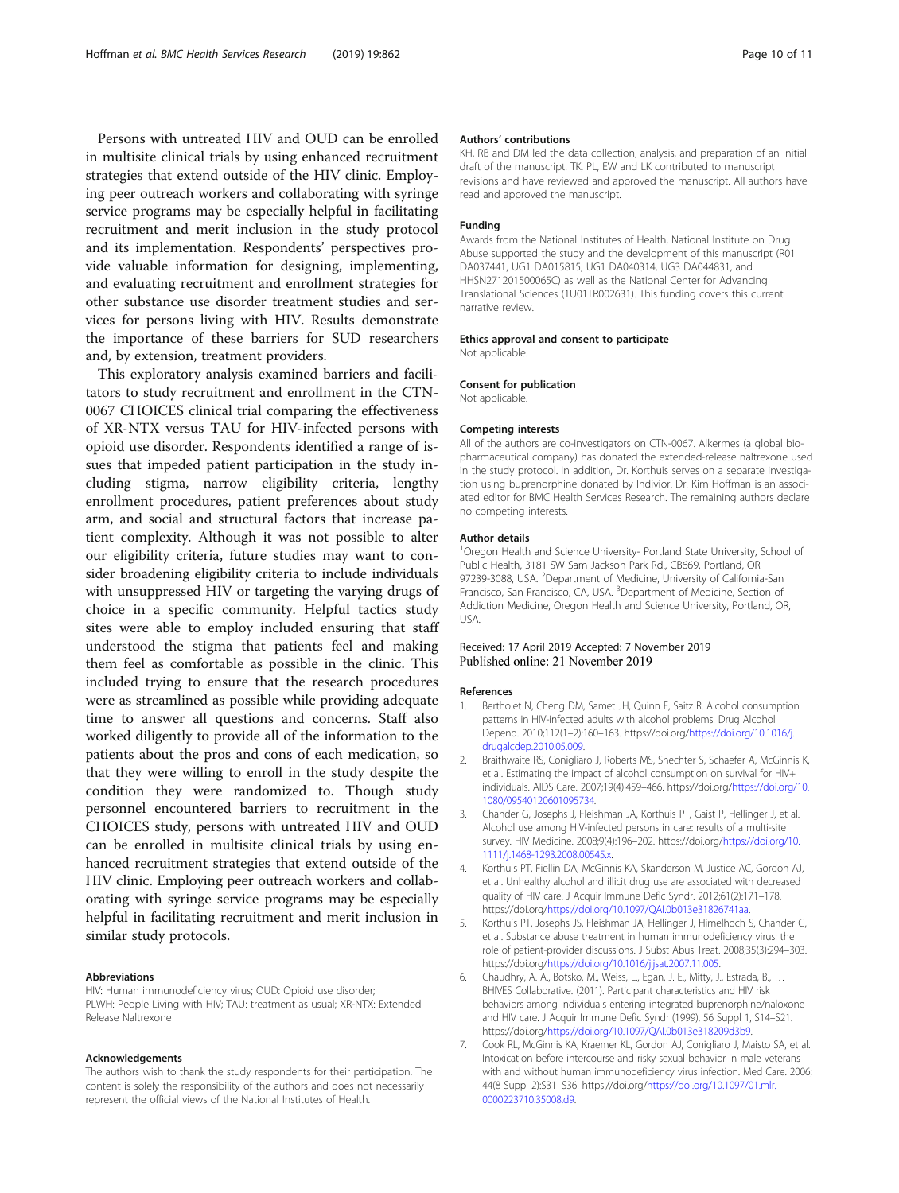Persons with untreated HIV and OUD can be enrolled in multisite clinical trials by using enhanced recruitment strategies that extend outside of the HIV clinic. Employing peer outreach workers and collaborating with syringe service programs may be especially helpful in facilitating recruitment and merit inclusion in the study protocol and its implementation. Respondents' perspectives provide valuable information for designing, implementing, and evaluating recruitment and enrollment strategies for other substance use disorder treatment studies and services for persons living with HIV. Results demonstrate the importance of these barriers for SUD researchers and, by extension, treatment providers.

This exploratory analysis examined barriers and facilitators to study recruitment and enrollment in the CTN-0067 CHOICES clinical trial comparing the effectiveness of XR-NTX versus TAU for HIV-infected persons with opioid use disorder. Respondents identified a range of issues that impeded patient participation in the study including stigma, narrow eligibility criteria, lengthy enrollment procedures, patient preferences about study arm, and social and structural factors that increase patient complexity. Although it was not possible to alter our eligibility criteria, future studies may want to consider broadening eligibility criteria to include individuals with unsuppressed HIV or targeting the varying drugs of choice in a specific community. Helpful tactics study sites were able to employ included ensuring that staff understood the stigma that patients feel and making them feel as comfortable as possible in the clinic. This included trying to ensure that the research procedures were as streamlined as possible while providing adequate time to answer all questions and concerns. Staff also worked diligently to provide all of the information to the patients about the pros and cons of each medication, so that they were willing to enroll in the study despite the condition they were randomized to. Though study personnel encountered barriers to recruitment in the CHOICES study, persons with untreated HIV and OUD can be enrolled in multisite clinical trials by using enhanced recruitment strategies that extend outside of the HIV clinic. Employing peer outreach workers and collaborating with syringe service programs may be especially helpful in facilitating recruitment and merit inclusion in similar study protocols.

#### Abbreviations

HIV: Human immunodeficiency virus; OUD: Opioid use disorder; PLWH: People Living with HIV; TAU: treatment as usual; XR-NTX: Extended Release Naltrexone

#### Acknowledgements

The authors wish to thank the study respondents for their participation. The content is solely the responsibility of the authors and does not necessarily represent the official views of the National Institutes of Health.

#### Authors' contributions

KH, RB and DM led the data collection, analysis, and preparation of an initial draft of the manuscript. TK, PL, EW and LK contributed to manuscript revisions and have reviewed and approved the manuscript. All authors have read and approved the manuscript.

#### Funding

Awards from the National Institutes of Health, National Institute on Drug Abuse supported the study and the development of this manuscript (R01 DA037441, UG1 DA015815, UG1 DA040314, UG3 DA044831, and HHSN271201500065C) as well as the National Center for Advancing Translational Sciences (1U01TR002631). This funding covers this current narrative review.

#### Ethics approval and consent to participate

Not applicable.

#### Consent for publication

Not applicable.

#### Competing interests

All of the authors are co-investigators on CTN-0067. Alkermes (a global biopharmaceutical company) has donated the extended-release naltrexone used in the study protocol. In addition, Dr. Korthuis serves on a separate investigation using buprenorphine donated by Indivior. Dr. Kim Hoffman is an associated editor for BMC Health Services Research. The remaining authors declare no competing interests.

#### Author details

[1]Oregon Health and Science University- Portland State University, School of Public Health, 3181 SW Sam Jackson Park Rd., CB669, Portland, OR 97239-3088, USA. [2]Department of Medicine, University of California-San Francisco, San Francisco, CA, USA. [3]Department of Medicine, Section of Addiction Medicine, Oregon Health and Science University, Portland, OR, USA.

Received: 17 April 2019 Accepted: 7 November 2019
Published online: 21 November 2019

#### References

1. Bertholet N, Cheng DM, Samet JH, Quinn E, Saitz R. Alcohol consumption patterns in HIV-infected adults with alcohol problems. Drug Alcohol Depend. 2010;112(1–2):160–163. https://doi.org/https://doi.org/10.1016/j.drugalcdep.2010.05.009.
2. Braithwaite RS, Conigliaro J, Roberts MS, Shechter S, Schaefer A, McGinnis K, et al. Estimating the impact of alcohol consumption on survival for HIV+ individuals. AIDS Care. 2007;19(4):459–466. https://doi.org/https://doi.org/10.1080/09540120601095734.
3. Chander G, Josephs J, Fleishman JA, Korthuis PT, Gaist P, Hellinger J, et al. Alcohol use among HIV-infected persons in care: results of a multi-site survey. HIV Medicine. 2008;9(4):196–202. https://doi.org/https://doi.org/10.1111/j.1468-1293.2008.00545.x.
4. Korthuis PT, Fiellin DA, McGinnis KA, Skanderson M, Justice AC, Gordon AJ, et al. Unhealthy alcohol and illicit drug use are associated with decreased quality of HIV care. J Acquir Immune Defic Syndr. 2012;61(2):171–178. https://doi.org/https://doi.org/10.1097/QAI.0b013e31826741aa.
5. Korthuis PT, Josephs JS, Fleishman JA, Hellinger J, Himelhoch S, Chander G, et al. Substance abuse treatment in human immunodeficiency virus: the role of patient-provider discussions. J Subst Abus Treat. 2008;35(3):294–303. https://doi.org/https://doi.org/10.1016/j.jsat.2007.11.005.
6. Chaudhry, A. A., Botsko, M., Weiss, L., Egan, J. E., Mitty, J., Estrada, B., … BHIVES Collaborative. (2011). Participant characteristics and HIV risk behaviors among individuals entering integrated buprenorphine/naloxone and HIV care. J Acquir Immune Defic Syndr (1999), 56 Suppl 1, S14–S21. https://doi.org/https://doi.org/10.1097/QAI.0b013e318209d3b9.
7. Cook RL, McGinnis KA, Kraemer KL, Gordon AJ, Conigliaro J, Maisto SA, et al. Intoxication before intercourse and risky sexual behavior in male veterans with and without human immunodeficiency virus infection. Med Care. 2006;44(8 Suppl 2):S31–S36. https://doi.org/https://doi.org/10.1097/01.mlr.0000223710.35008.d9.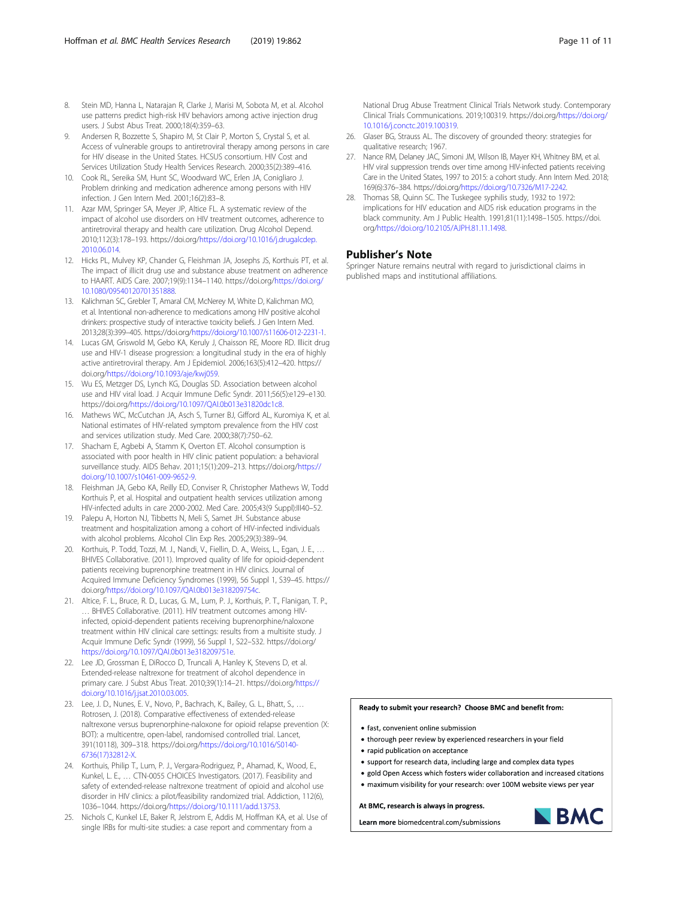8. Stein MD, Hanna L, Natarajan R, Clarke J, Marisi M, Sobota M, et al. Alcohol use patterns predict high-risk HIV behaviors among active injection drug users. J Subst Abus Treat. 2000;18(4):359–63.
9. Andersen R, Bozzette S, Shapiro M, St Clair P, Morton S, Crystal S, et al. Access of vulnerable groups to antiretroviral therapy among persons in care for HIV disease in the United States. HCSUS consortium. HIV Cost and Services Utilization Study Health Services Research. 2000;35(2):389–416.
10. Cook RL, Sereika SM, Hunt SC, Woodward WC, Erlen JA, Conigliaro J. Problem drinking and medication adherence among persons with HIV infection. J Gen Intern Med. 2001;16(2):83–8.
11. Azar MM, Springer SA, Meyer JP, Altice FL. A systematic review of the impact of alcohol use disorders on HIV treatment outcomes, adherence to antiretroviral therapy and health care utilization. Drug Alcohol Depend. 2010;112(3):178–193. https://doi.org/https://doi.org/10.1016/j.drugalcdep.2010.06.014.
12. Hicks PL, Mulvey KP, Chander G, Fleishman JA, Josephs JS, Korthuis PT, et al. The impact of illicit drug use and substance abuse treatment on adherence to HAART. AIDS Care. 2007;19(9):1134–1140. https://doi.org/https://doi.org/10.1080/09540120701351888.
13. Kalichman SC, Grebler T, Amaral CM, McNerey M, White D, Kalichman MO, et al. Intentional non-adherence to medications among HIV positive alcohol drinkers: prospective study of interactive toxicity beliefs. J Gen Intern Med. 2013;28(3):399–405. https://doi.org/https://doi.org/10.1007/s11606-012-2231-1.
14. Lucas GM, Griswold M, Gebo KA, Keruly J, Chaisson RE, Moore RD. Illicit drug use and HIV-1 disease progression: a longitudinal study in the era of highly active antiretroviral therapy. Am J Epidemiol. 2006;163(5):412–420. https://doi.org/https://doi.org/10.1093/aje/kwj059.
15. Wu ES, Metzger DS, Lynch KG, Douglas SD. Association between alcohol use and HIV viral load. J Acquir Immune Defic Syndr. 2011;56(5):e129–e130. https://doi.org/https://doi.org/10.1097/QAI.0b013e31820dc1c8.
16. Mathews WC, McCutchan JA, Asch S, Turner BJ, Gifford AL, Kuromiya K, et al. National estimates of HIV-related symptom prevalence from the HIV cost and services utilization study. Med Care. 2000;38(7):750–62.
17. Shacham E, Agbebi A, Stamm K, Overton ET. Alcohol consumption is associated with poor health in HIV clinic patient population: a behavioral surveillance study. AIDS Behav. 2011;15(1):209–213. https://doi.org/https://doi.org/10.1007/s10461-009-9652-9.
18. Fleishman JA, Gebo KA, Reilly ED, Conviser R, Christopher Mathews W, Todd Korthuis P, et al. Hospital and outpatient health services utilization among HIV-infected adults in care 2000-2002. Med Care. 2005;43(9 Suppl):III40–52.
19. Palepu A, Horton NJ, Tibbetts N, Meli S, Samet JH. Substance abuse treatment and hospitalization among a cohort of HIV-infected individuals with alcohol problems. Alcohol Clin Exp Res. 2005;29(3):389–94.
20. Korthuis, P. Todd, Tozzi, M. J., Nandi, V., Fiellin, D. A., Weiss, L., Egan, J. E., … BHIVES Collaborative. (2011). Improved quality of life for opioid-dependent patients receiving buprenorphine treatment in HIV clinics. Journal of Acquired Immune Deficiency Syndromes (1999), 56 Suppl 1, S39–45. https://doi.org/https://doi.org/10.1097/QAI.0b013e318209754c.
21. Altice, F. L., Bruce, R. D., Lucas, G. M., Lum, P. J., Korthuis, P. T., Flanigan, T. P., … BHIVES Collaborative. (2011). HIV treatment outcomes among HIV-infected, opioid-dependent patients receiving buprenorphine/naloxone treatment within HIV clinical care settings: results from a multisite study. J Acquir Immune Defic Syndr (1999), 56 Suppl 1, S22–S32. https://doi.org/https://doi.org/10.1097/QAI.0b013e318209751e.
22. Lee JD, Grossman E, DiRocco D, Truncali A, Hanley K, Stevens D, et al. Extended-release naltrexone for treatment of alcohol dependence in primary care. J Subst Abus Treat. 2010;39(1):14–21. https://doi.org/https://doi.org/10.1016/j.jsat.2010.03.005.
23. Lee, J. D., Nunes, E. V., Novo, P., Bachrach, K., Bailey, G. L., Bhatt, S., … Rotrosen, J. (2018). Comparative effectiveness of extended-release naltrexone versus buprenorphine-naloxone for opioid relapse prevention (X: BOT): a multicentre, open-label, randomised controlled trial. Lancet, 391(10118), 309–318. https://doi.org/https://doi.org/10.1016/S0140-6736(17)32812-X.
24. Korthuis, Philip T., Lum, P. J., Vergara-Rodriguez, P., Ahamad, K., Wood, E., Kunkel, L. E., … CTN-0055 CHOICES Investigators. (2017). Feasibility and safety of extended-release naltrexone treatment of opioid and alcohol use disorder in HIV clinics: a pilot/feasibility randomized trial. Addiction, 112(6), 1036–1044. https://doi.org/https://doi.org/10.1111/add.13753.
25. Nichols C, Kunkel LE, Baker R, Jelstrom E, Addis M, Hoffman KA, et al. Use of single IRBs for multi-site studies: a case report and commentary from a National Drug Abuse Treatment Clinical Trials Network study. Contemporary Clinical Trials Communications. 2019;100319. https://doi.org/https://doi.org/10.1016/j.conctc.2019.100319.
26. Glaser BG, Strauss AL. The discovery of grounded theory: strategies for qualitative research; 1967.
27. Nance RM, Delaney JAC, Simoni JM, Wilson IB, Mayer KH, Whitney BM, et al. HIV viral suppression trends over time among HIV-infected patients receiving Care in the United States, 1997 to 2015: a cohort study. Ann Intern Med. 2018;169(6):376–384. https://doi.org/https://doi.org/10.7326/M17-2242.
28. Thomas SB, Quinn SC. The Tuskegee syphilis study, 1932 to 1972: implications for HIV education and AIDS risk education programs in the black community. Am J Public Health. 1991;81(11):1498–1505. https://doi.org/https://doi.org/10.2105/AJPH.81.11.1498.

## Publisher's Note

Springer Nature remains neutral with regard to jurisdictional claims in published maps and institutional affiliations.

**Ready to submit your research? Choose BMC and benefit from:**

- fast, convenient online submission
- thorough peer review by experienced researchers in your field
- rapid publication on acceptance
- support for research data, including large and complex data types
- gold Open Access which fosters wider collaboration and increased citations
- maximum visibility for your research: over 100M website views per year

**At BMC, research is always in progress.**

**Learn more** biomedcentral.com/submissions

BMC